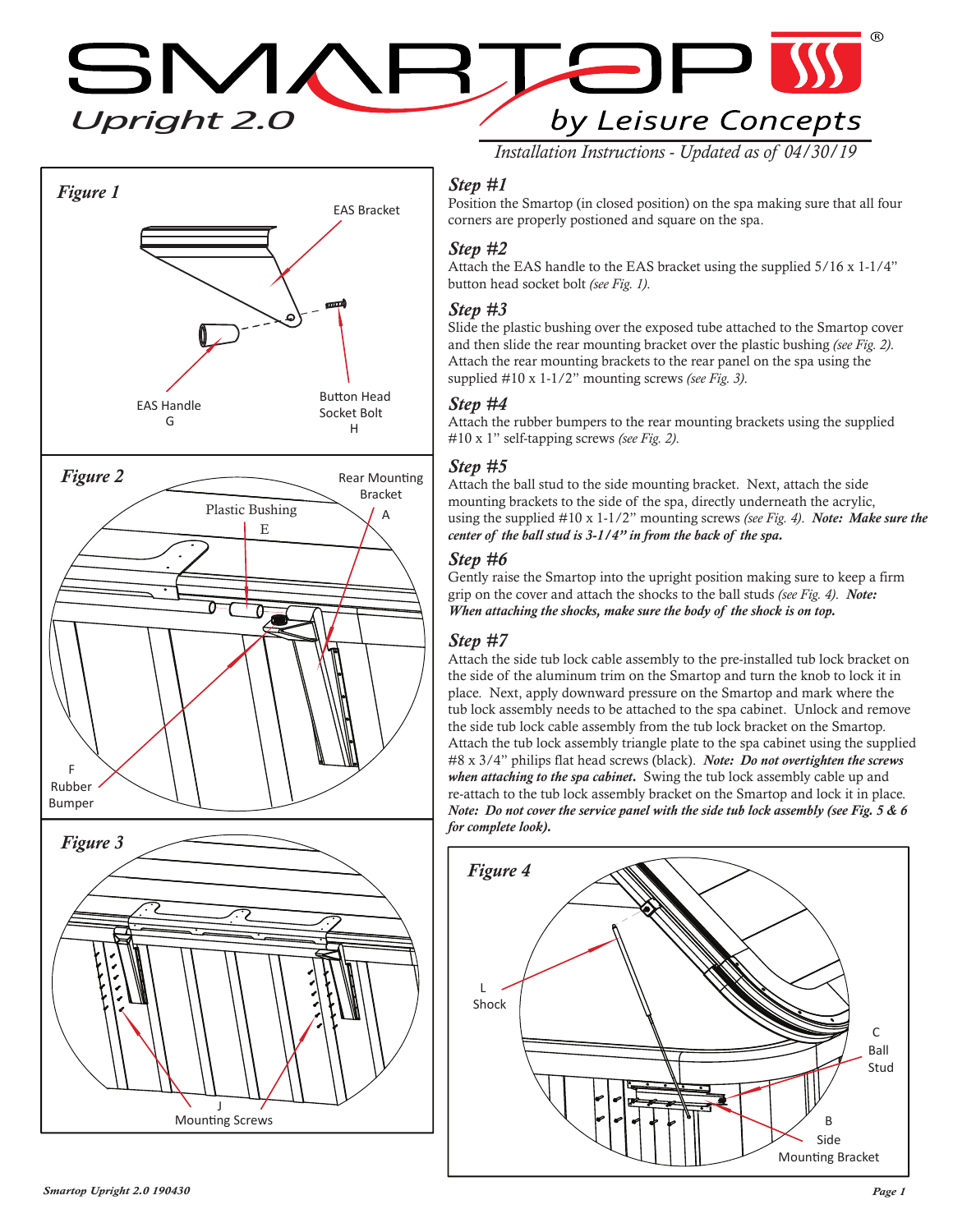# SMARTOP Upright 2.0

by Leisure Concepts

*Installation Instructions - Updated as of 04/30/19*

*Figure 1*

EAS Bracket

EAS Handle
G

Button Head
Socket Bolt
H

*Figure 2*

Plastic Bushing
E

Rear Mounting
Bracket
A

F
Rubber
Bumper

*Figure 3*

J
Mounting Screws

### *Step #1*

Position the Smartop (in closed position) on the spa making sure that all four corners are properly postioned and square on the spa.

### *Step #2*

Attach the EAS handle to the EAS bracket using the supplied 5/16 x 1-1/4" button head socket bolt *(see Fig. 1).*

### *Step #3*

Slide the plastic bushing over the exposed tube attached to the Smartop cover and then slide the rear mounting bracket over the plastic bushing *(see Fig. 2).* Attach the rear mounting brackets to the rear panel on the spa using the supplied #10 x 1-1/2" mounting screws *(see Fig. 3).*

### *Step #4*

Attach the rubber bumpers to the rear mounting brackets using the supplied #10 x 1" self-tapping screws *(see Fig. 2).*

### *Step #5*

Attach the ball stud to the side mounting bracket. Next, attach the side mounting brackets to the side of the spa, directly underneath the acrylic, using the supplied #10 x 1-1/2" mounting screws *(see Fig. 4).* ***Note: Make sure the center of the ball stud is 3-1/4" in from the back of the spa.***

### *Step #6*

Gently raise the Smartop into the upright position making sure to keep a firm grip on the cover and attach the shocks to the ball studs *(see Fig. 4).* ***Note: When attaching the shocks, make sure the body of the shock is on top.***

### *Step #7*

Attach the side tub lock cable assembly to the pre-installed tub lock bracket on the side of the aluminum trim on the Smartop and turn the knob to lock it in place. Next, apply downward pressure on the Smartop and mark where the tub lock assembly needs to be attached to the spa cabinet. Unlock and remove the side tub lock cable assembly from the tub lock bracket on the Smartop. Attach the tub lock assembly triangle plate to the spa cabinet using the supplied #8 x 3/4" philips flat head screws (black). ***Note: Do not overtighten the screws when attaching to the spa cabinet.*** Swing the tub lock assembly cable up and re-attach to the tub lock assembly bracket on the Smartop and lock it in place. ***Note: Do not cover the service panel with the side tub lock assembly (see Fig. 5 & 6 for complete look).***

*Figure 4*

L
Shock

C
Ball
Stud

B
Side
Mounting Bracket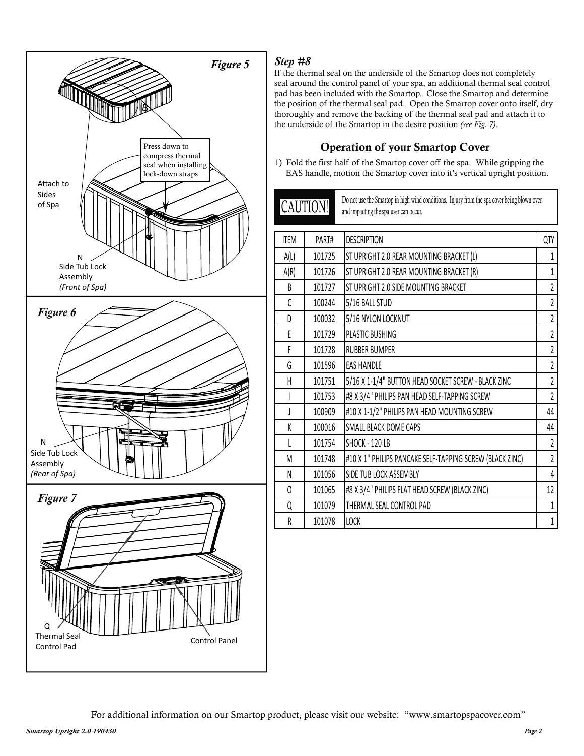*Figure 5*

Press down to compress thermal seal when installing lock-down straps

Attach to Sides of Spa

N
Side Tub Lock Assembly
*(Front of Spa)*

*Figure 6*

N
Side Tub Lock Assembly
*(Rear of Spa)*

*Figure 7*

Q
Thermal Seal Control Pad

Control Panel

### *Step #8*

If the thermal seal on the underside of the Smartop does not completely seal around the control panel of your spa, an additional thermal seal control pad has been included with the Smartop. Close the Smartop and determine the position of the thermal seal pad. Open the Smartop cover onto itself, dry thoroughly and remove the backing of the thermal seal pad and attach it to the underside of the Smartop in the desire position *(see Fig. 7)*.

## Operation of your Smartop Cover

1) Fold the first half of the Smartop cover off the spa. While gripping the EAS handle, motion the Smartop cover into it's vertical upright position.

**CAUTION!** Do not use the Smartop in high wind conditions. Injury from the spa cover being blown over and impacting the spa user can occur.

| ITEM | PART# | DESCRIPTION | QTY |
|---|---|---|---|
| A(L) | 101725 | ST UPRIGHT 2.0 REAR MOUNTING BRACKET (L) | 1 |
| A(R) | 101726 | ST UPRIGHT 2.0 REAR MOUNTING BRACKET (R) | 1 |
| B | 101727 | ST UPRIGHT 2.0 SIDE MOUNTING BRACKET | 2 |
| C | 100244 | 5/16 BALL STUD | 2 |
| D | 100032 | 5/16 NYLON LOCKNUT | 2 |
| E | 101729 | PLASTIC BUSHING | 2 |
| F | 101728 | RUBBER BUMPER | 2 |
| G | 101596 | EAS HANDLE | 2 |
| H | 101751 | 5/16 X 1-1/4" BUTTON HEAD SOCKET SCREW - BLACK ZINC | 2 |
| I | 101753 | #8 X 3/4" PHILIPS PAN HEAD SELF-TAPPING SCREW | 2 |
| J | 100909 | #10 X 1-1/2" PHILIPS PAN HEAD MOUNTING SCREW | 44 |
| K | 100016 | SMALL BLACK DOME CAPS | 44 |
| L | 101754 | SHOCK - 120 LB | 2 |
| M | 101748 | #10 X 1" PHILIPS PANCAKE SELF-TAPPING SCREW (BLACK ZINC) | 2 |
| N | 101056 | SIDE TUB LOCK ASSEMBLY | 4 |
| O | 101065 | #8 X 3/4" PHILIPS FLAT HEAD SCREW (BLACK ZINC) | 12 |
| Q | 101079 | THERMAL SEAL CONTROL PAD | 1 |
| R | 101078 | LOCK | 1 |

For additional information on our Smartop product, please visit our website: "www.smartopspacover.com"